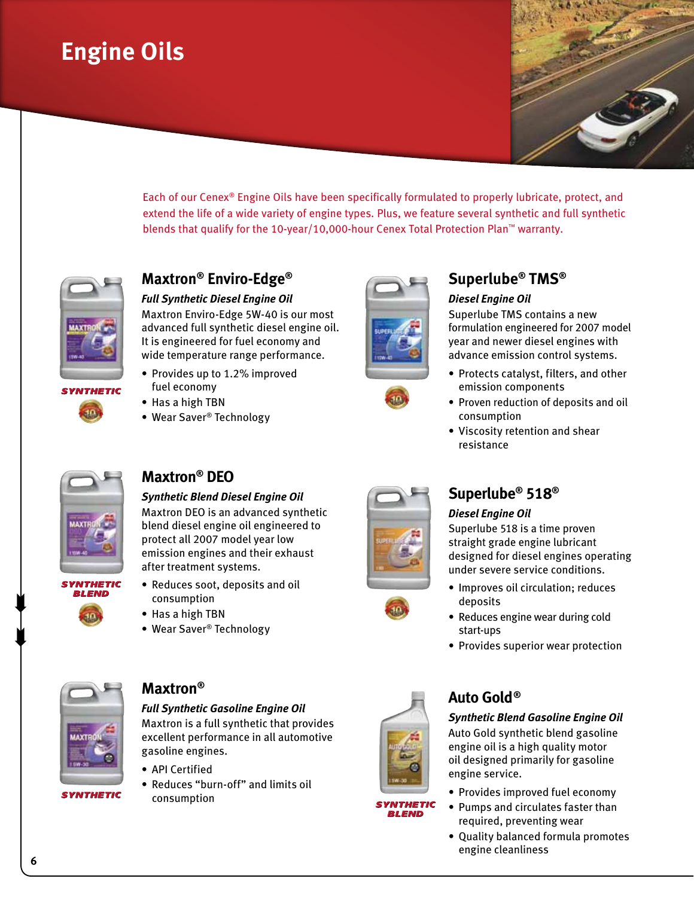# Engine Oils

Each of our Cenex® Engine Oils have been specifically formulated to properly lubricate, protect, and extend the life of a wide variety of engine types. Plus, we feature several synthetic and full synthetic blends that qualify for the 10-year/10,000-hour Cenex Total Protection Plan™ warranty.

## Maxtron® Enviro-Edge®

SYNTHETIC

***Full Synthetic Diesel Engine Oil***

Maxtron Enviro-Edge 5W-40 is our most advanced full synthetic diesel engine oil. It is engineered for fuel economy and wide temperature range performance.

- Provides up to 1.2% improved fuel economy
- Has a high TBN
- Wear Saver® Technology

## Maxtron® DEO

SYNTHETIC BLEND

***Synthetic Blend Diesel Engine Oil***

Maxtron DEO is an advanced synthetic blend diesel engine oil engineered to protect all 2007 model year low emission engines and their exhaust after treatment systems.

- Reduces soot, deposits and oil consumption
- Has a high TBN
- Wear Saver® Technology

## Maxtron®

SYNTHETIC

***Full Synthetic Gasoline Engine Oil***

Maxtron is a full synthetic that provides excellent performance in all automotive gasoline engines.

- API Certified
- Reduces "burn-off" and limits oil consumption

## Superlube® TMS®

***Diesel Engine Oil***

Superlube TMS contains a new formulation engineered for 2007 model year and newer diesel engines with advance emission control systems.

- Protects catalyst, filters, and other emission components
- Proven reduction of deposits and oil consumption
- Viscosity retention and shear resistance

## Superlube® 518®

***Diesel Engine Oil***

Superlube 518 is a time proven straight grade engine lubricant designed for diesel engines operating under severe service conditions.

- Improves oil circulation; reduces deposits
- Reduces engine wear during cold start-ups
- Provides superior wear protection

## Auto Gold®

SYNTHETIC BLEND

***Synthetic Blend Gasoline Engine Oil***

Auto Gold synthetic blend gasoline engine oil is a high quality motor oil designed primarily for gasoline engine service.

- Provides improved fuel economy
- Pumps and circulates faster than required, preventing wear
- Quality balanced formula promotes engine cleanliness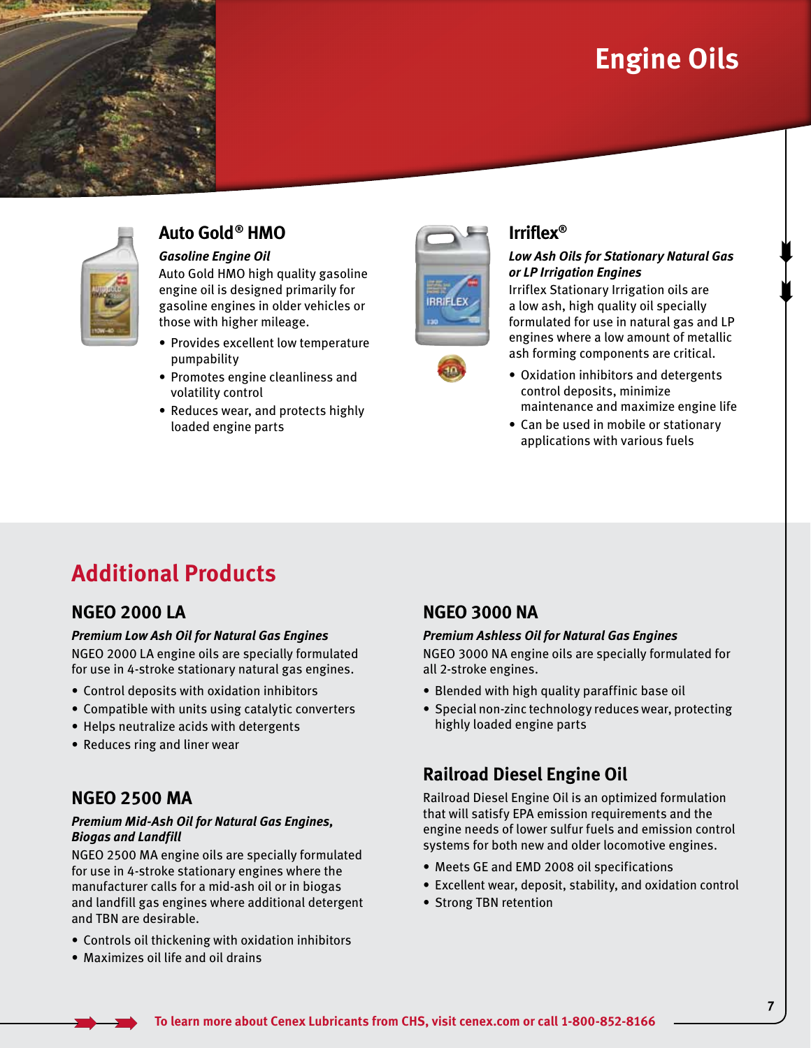# Engine Oils

## Auto Gold® HMO

***Gasoline Engine Oil***

Auto Gold HMO high quality gasoline engine oil is designed primarily for gasoline engines in older vehicles or those with higher mileage.

- Provides excellent low temperature pumpability
- Promotes engine cleanliness and volatility control
- Reduces wear, and protects highly loaded engine parts

## Irriflex®

***Low Ash Oils for Stationary Natural Gas or LP Irrigation Engines***

Irriflex Stationary Irrigation oils are a low ash, high quality oil specially formulated for use in natural gas and LP engines where a low amount of metallic ash forming components are critical.

- Oxidation inhibitors and detergents control deposits, minimize maintenance and maximize engine life
- Can be used in mobile or stationary applications with various fuels

# Additional Products

## NGEO 2000 LA

***Premium Low Ash Oil for Natural Gas Engines***

NGEO 2000 LA engine oils are specially formulated for use in 4-stroke stationary natural gas engines.

- Control deposits with oxidation inhibitors
- Compatible with units using catalytic converters
- Helps neutralize acids with detergents
- Reduces ring and liner wear

## NGEO 2500 MA

***Premium Mid-Ash Oil for Natural Gas Engines, Biogas and Landfill***

NGEO 2500 MA engine oils are specially formulated for use in 4-stroke stationary engines where the manufacturer calls for a mid-ash oil or in biogas and landfill gas engines where additional detergent and TBN are desirable.

- Controls oil thickening with oxidation inhibitors
- Maximizes oil life and oil drains

## NGEO 3000 NA

***Premium Ashless Oil for Natural Gas Engines***

NGEO 3000 NA engine oils are specially formulated for all 2-stroke engines.

- Blended with high quality paraffinic base oil
- Special non-zinc technology reduces wear, protecting highly loaded engine parts

## Railroad Diesel Engine Oil

Railroad Diesel Engine Oil is an optimized formulation that will satisfy EPA emission requirements and the engine needs of lower sulfur fuels and emission control systems for both new and older locomotive engines.

- Meets GE and EMD 2008 oil specifications
- Excellent wear, deposit, stability, and oxidation control
- Strong TBN retention

**To learn more about Cenex Lubricants from CHS, visit cenex.com or call 1-800-852-8166**